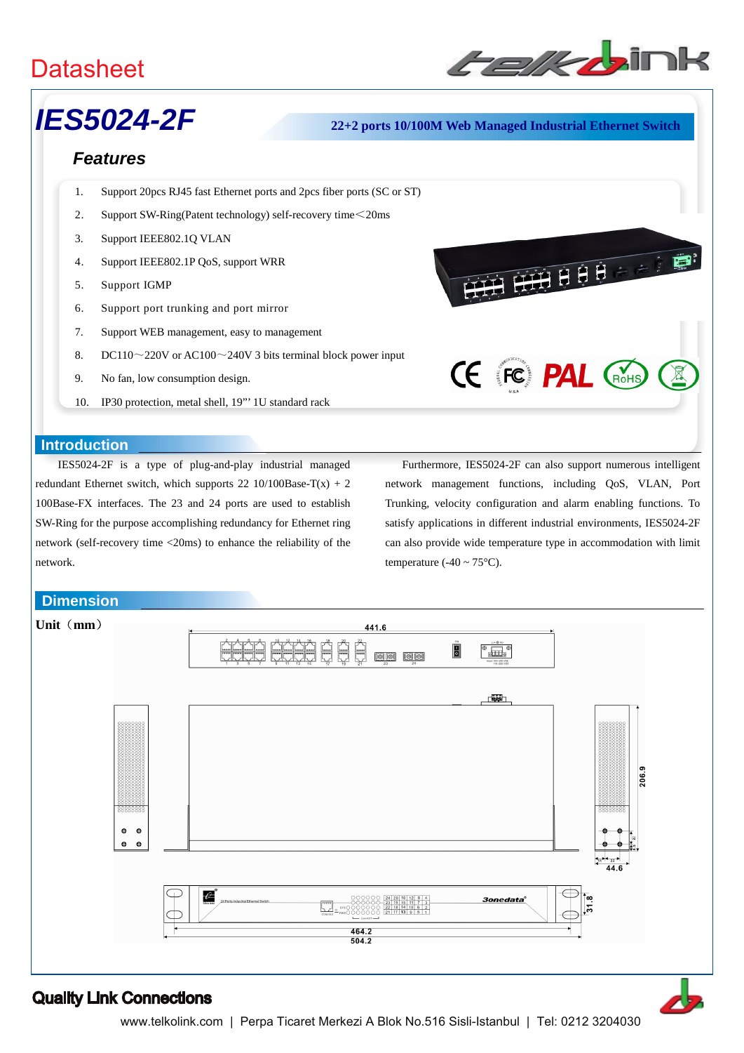# Datasheet

## IES5024-2F

**22+2 ports 10/100M Web Managed Industrial Ethernet Switch**

### Features

1. Support 20pcs RJ45 fast Ethernet ports and 2pcs fiber ports (SC or ST)
2. Support SW-Ring(Patent technology) self-recovery time<20ms
3. Support IEEE802.1Q VLAN
4. Support IEEE802.1P QoS, support WRR
5. Support IGMP
6. Support port trunking and port mirror
7. Support WEB management, easy to management
8. DC110～220V or AC100～240V 3 bits terminal block power input
9. No fan, low consumption design.
10. IP30 protection, metal shell, 19"' 1U standard rack

### Introduction

IES5024-2F is a type of plug-and-play industrial managed redundant Ethernet switch, which supports 22 10/100Base-T(x) + 2 100Base-FX interfaces. The 23 and 24 ports are used to establish SW-Ring for the purpose accomplishing redundancy for Ethernet ring network (self-recovery time <20ms) to enhance the reliability of the network.

Furthermore, IES5024-2F can also support numerous intelligent network management functions, including QoS, VLAN, Port Trunking, velocity configuration and alarm enabling functions. To satisfy applications in different industrial environments, IES5024-2F can also provide wide temperature type in accommodation with limit temperature (-40 ~ 75°C).

### Dimension

**Unit（mm）**

441.6

206.9

44.6

31.8

464.2

504.2

**Quality Link Connections**

www.telkolink.com | Perpa Ticaret Merkezi A Blok No.516 Sisli-Istanbul | Tel: 0212 3204030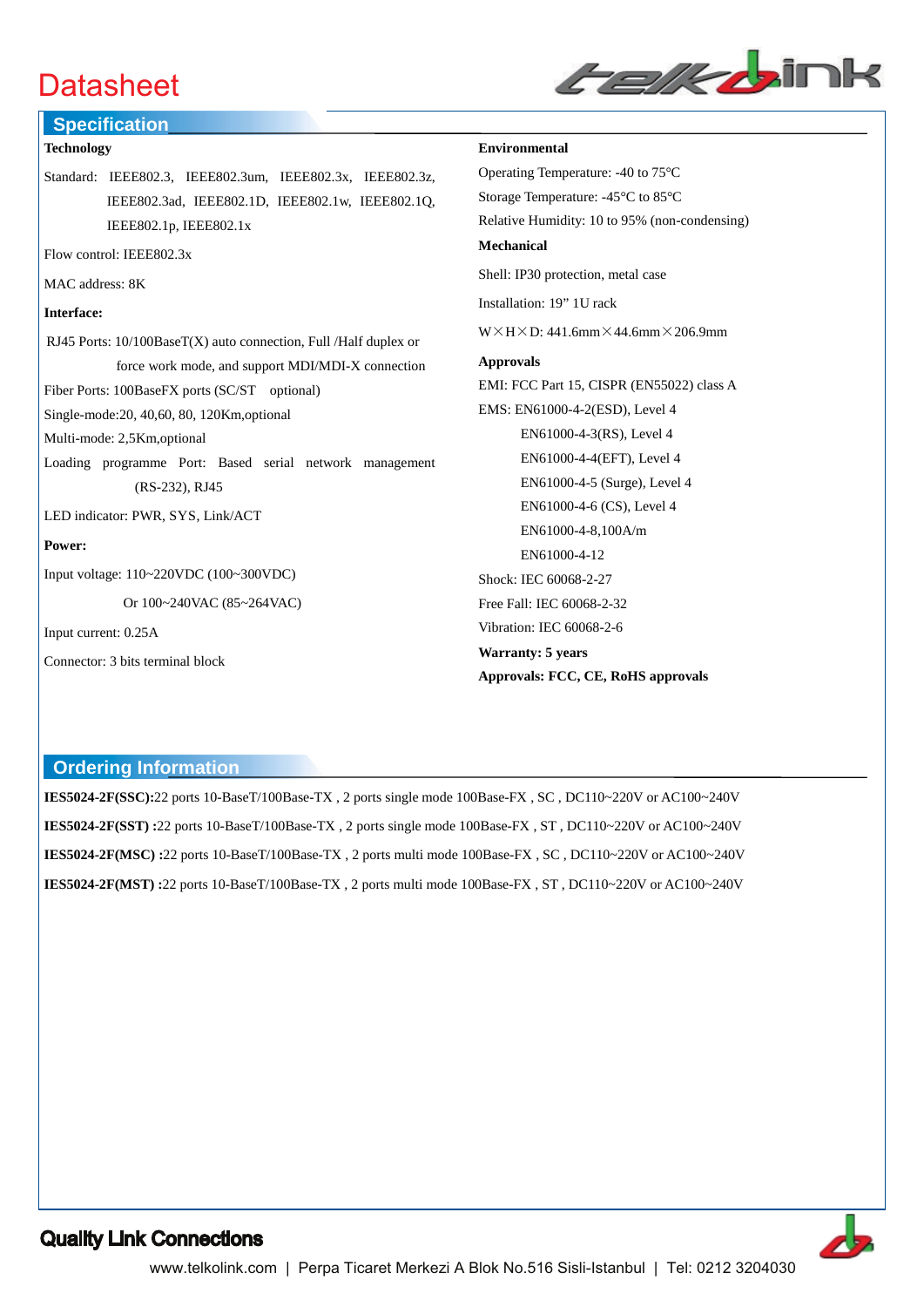# Datasheet

## Specification

**Technology**

Standard: IEEE802.3, IEEE802.3um, IEEE802.3x, IEEE802.3z, IEEE802.3ad, IEEE802.1D, IEEE802.1w, IEEE802.1Q, IEEE802.1p, IEEE802.1x

Flow control: IEEE802.3x

MAC address: 8K

**Interface:**

RJ45 Ports: 10/100BaseT(X) auto connection, Full /Half duplex or force work mode, and support MDI/MDI-X connection

Fiber Ports: 100BaseFX ports (SC/ST optional)

Single-mode:20, 40,60, 80, 120Km,optional

Multi-mode: 2,5Km,optional

Loading programme Port: Based serial network management (RS-232), RJ45

LED indicator: PWR, SYS, Link/ACT

**Power:**

Input voltage: 110~220VDC (100~300VDC)

Or 100~240VAC (85~264VAC)

Input current: 0.25A

Connector: 3 bits terminal block

**Environmental**

Operating Temperature: -40 to 75°C

Storage Temperature: -45°C to 85°C

Relative Humidity: 10 to 95% (non-condensing)

**Mechanical**

Shell: IP30 protection, metal case

Installation: 19" 1U rack

W×H×D: 441.6mm×44.6mm×206.9mm

**Approvals**

EMI: FCC Part 15, CISPR (EN55022) class A

EMS: EN61000-4-2(ESD), Level 4

EN61000-4-3(RS), Level 4

EN61000-4-4(EFT), Level 4

EN61000-4-5 (Surge), Level 4

EN61000-4-6 (CS), Level 4

EN61000-4-8,100A/m

EN61000-4-12

Shock: IEC 60068-2-27

Free Fall: IEC 60068-2-32

Vibration: IEC 60068-2-6

**Warranty: 5 years**

**Approvals: FCC, CE, RoHS approvals**

## Ordering Information

**IES5024-2F(SSC):**22 ports 10-BaseT/100Base-TX , 2 ports single mode 100Base-FX , SC , DC110~220V or AC100~240V

**IES5024-2F(SST) :**22 ports 10-BaseT/100Base-TX , 2 ports single mode 100Base-FX , ST , DC110~220V or AC100~240V

**IES5024-2F(MSC) :**22 ports 10-BaseT/100Base-TX , 2 ports multi mode 100Base-FX , SC , DC110~220V or AC100~240V

**IES5024-2F(MST) :**22 ports 10-BaseT/100Base-TX , 2 ports multi mode 100Base-FX , ST , DC110~220V or AC100~240V

**Quality Link Connections**

www.telkolink.com | Perpa Ticaret Merkezi A Blok No.516 Sisli-Istanbul | Tel: 0212 3204030